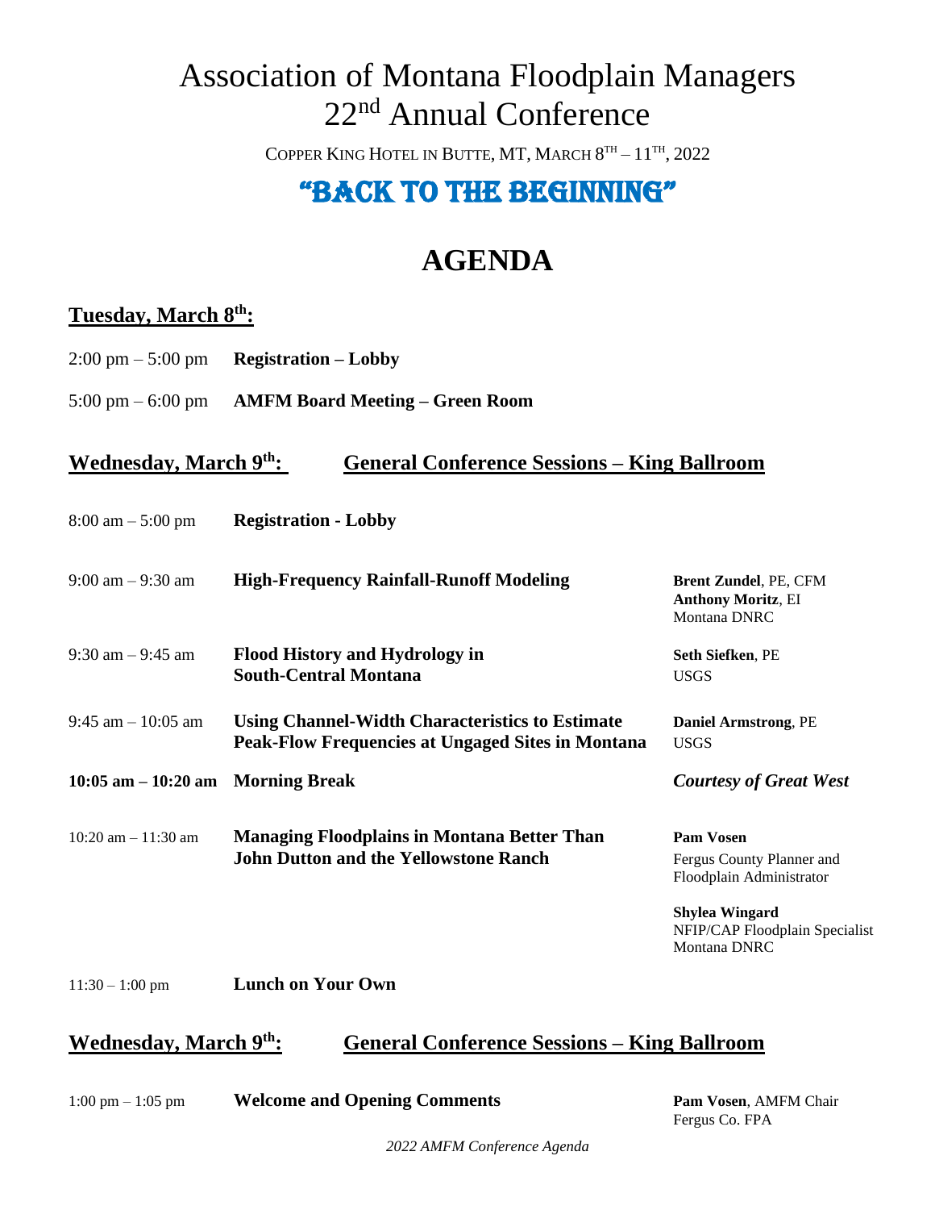# Association of Montana Floodplain Managers 22nd Annual Conference

COPPER KING HOTEL IN BUTTE, MT, MARCH 8TH – 11TH, 2022

## "BACK TO THE BEGINNING"

# AGENDA

## Tuesday, March 8th:

| Time | Session | |
|---|---|---|
| 2:00 pm – 5:00 pm | **Registration – Lobby** | |
| 5:00 pm – 6:00 pm | **AMFM Board Meeting – Green Room** | |

## Wednesday, March 9th: General Conference Sessions – King Ballroom

| Time | Session | Presenter(s) |
|---|---|---|
| 8:00 am – 5:00 pm | **Registration - Lobby** | |
| 9:00 am – 9:30 am | **High-Frequency Rainfall-Runoff Modeling** | **Brent Zundel**, PE, CFM<br>**Anthony Moritz**, EI<br>Montana DNRC |
| 9:30 am – 9:45 am | **Flood History and Hydrology in South-Central Montana** | **Seth Siefken**, PE<br>USGS |
| 9:45 am – 10:05 am | **Using Channel-Width Characteristics to Estimate Peak-Flow Frequencies at Ungaged Sites in Montana** | **Daniel Armstrong**, PE<br>USGS |
| **10:05 am – 10:20 am** | **Morning Break** | ***Courtesy of Great West*** |
| 10:20 am – 11:30 am | **Managing Floodplains in Montana Better Than John Dutton and the Yellowstone Ranch** | **Pam Vosen**<br>Fergus County Planner and Floodplain Administrator<br><br>**Shylea Wingard**<br>NFIP/CAP Floodplain Specialist<br>Montana DNRC |
| 11:30 – 1:00 pm | **Lunch on Your Own** | |

## Wednesday, March 9th: General Conference Sessions – King Ballroom

| Time | Session | Presenter(s) |
|---|---|---|
| 1:00 pm – 1:05 pm | **Welcome and Opening Comments** | **Pam Vosen**, AMFM Chair<br>Fergus Co. FPA |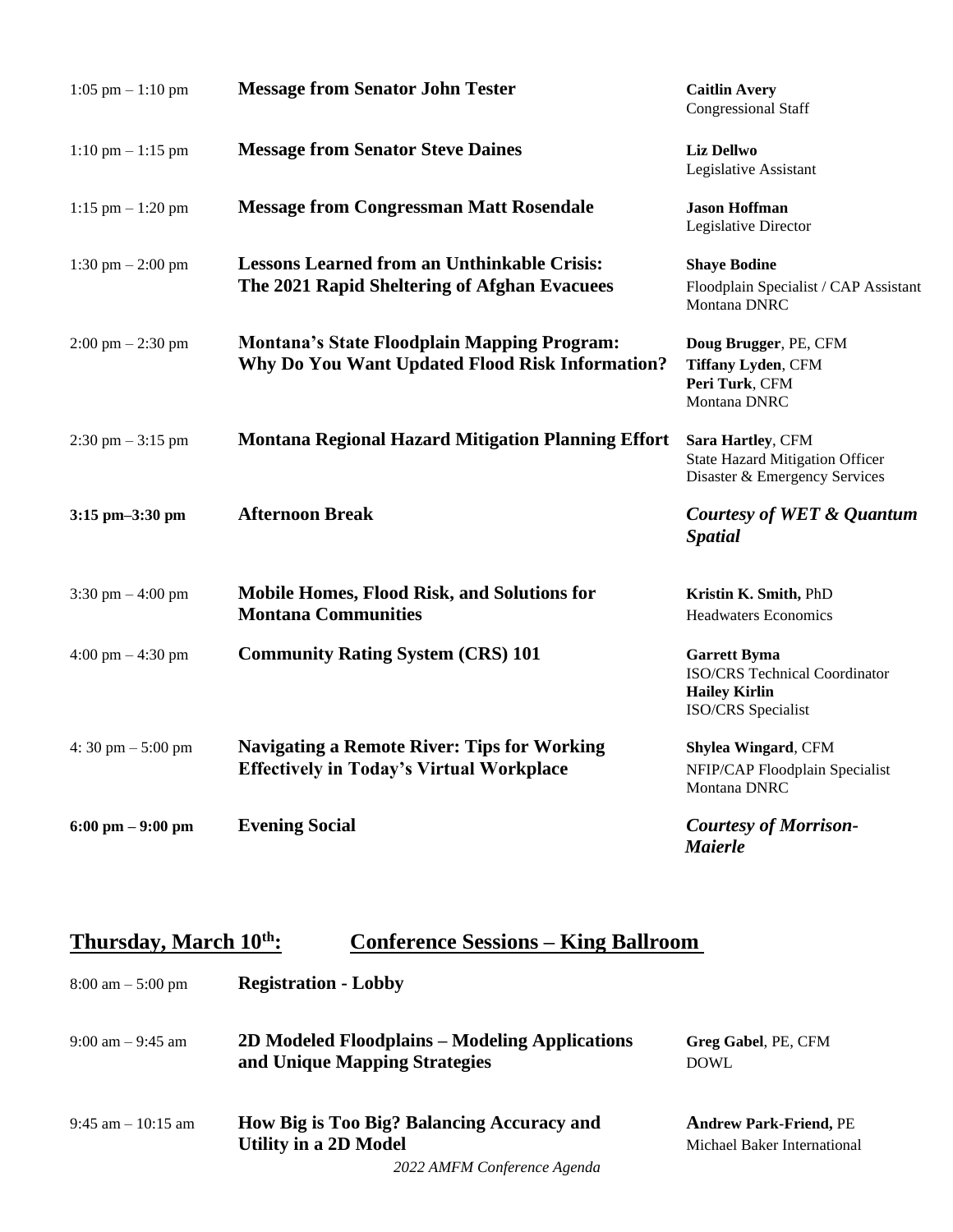| | | |
|---|---|---|
| 1:05 pm – 1:10 pm | **Message from Senator John Tester** | **Caitlin Avery**<br>Congressional Staff |
| 1:10 pm – 1:15 pm | **Message from Senator Steve Daines** | **Liz Dellwo**<br>Legislative Assistant |
| 1:15 pm – 1:20 pm | **Message from Congressman Matt Rosendale** | **Jason Hoffman**<br>Legislative Director |
| 1:30 pm – 2:00 pm | **Lessons Learned from an Unthinkable Crisis: The 2021 Rapid Sheltering of Afghan Evacuees** | **Shaye Bodine**<br>Floodplain Specialist / CAP Assistant<br>Montana DNRC |
| 2:00 pm – 2:30 pm | **Montana's State Floodplain Mapping Program: Why Do You Want Updated Flood Risk Information?** | **Doug Brugger**, PE, CFM<br>**Tiffany Lyden**, CFM<br>**Peri Turk**, CFM<br>Montana DNRC |
| 2:30 pm – 3:15 pm | **Montana Regional Hazard Mitigation Planning Effort** | **Sara Hartley**, CFM<br>State Hazard Mitigation Officer<br>Disaster & Emergency Services |
| **3:15 pm–3:30 pm** | **Afternoon Break** | ***Courtesy of WET & Quantum Spatial*** |
| 3:30 pm – 4:00 pm | **Mobile Homes, Flood Risk, and Solutions for Montana Communities** | **Kristin K. Smith,** PhD<br>Headwaters Economics |
| 4:00 pm – 4:30 pm | **Community Rating System (CRS) 101** | **Garrett Byma**<br>ISO/CRS Technical Coordinator<br>**Hailey Kirlin**<br>ISO/CRS Specialist |
| 4: 30 pm – 5:00 pm | **Navigating a Remote River: Tips for Working Effectively in Today's Virtual Workplace** | **Shylea Wingard**, CFM<br>NFIP/CAP Floodplain Specialist<br>Montana DNRC |
| **6:00 pm – 9:00 pm** | **Evening Social** | ***Courtesy of Morrison-Maierle*** |

## Thursday, March 10th: Conference Sessions – King Ballroom

| | | |
|---|---|---|
| 8:00 am – 5:00 pm | **Registration - Lobby** | |
| 9:00 am – 9:45 am | **2D Modeled Floodplains – Modeling Applications and Unique Mapping Strategies** | **Greg Gabel**, PE, CFM<br>DOWL |
| 9:45 am – 10:15 am | **How Big is Too Big? Balancing Accuracy and Utility in a 2D Model** | **Andrew Park-Friend,** PE<br>Michael Baker International |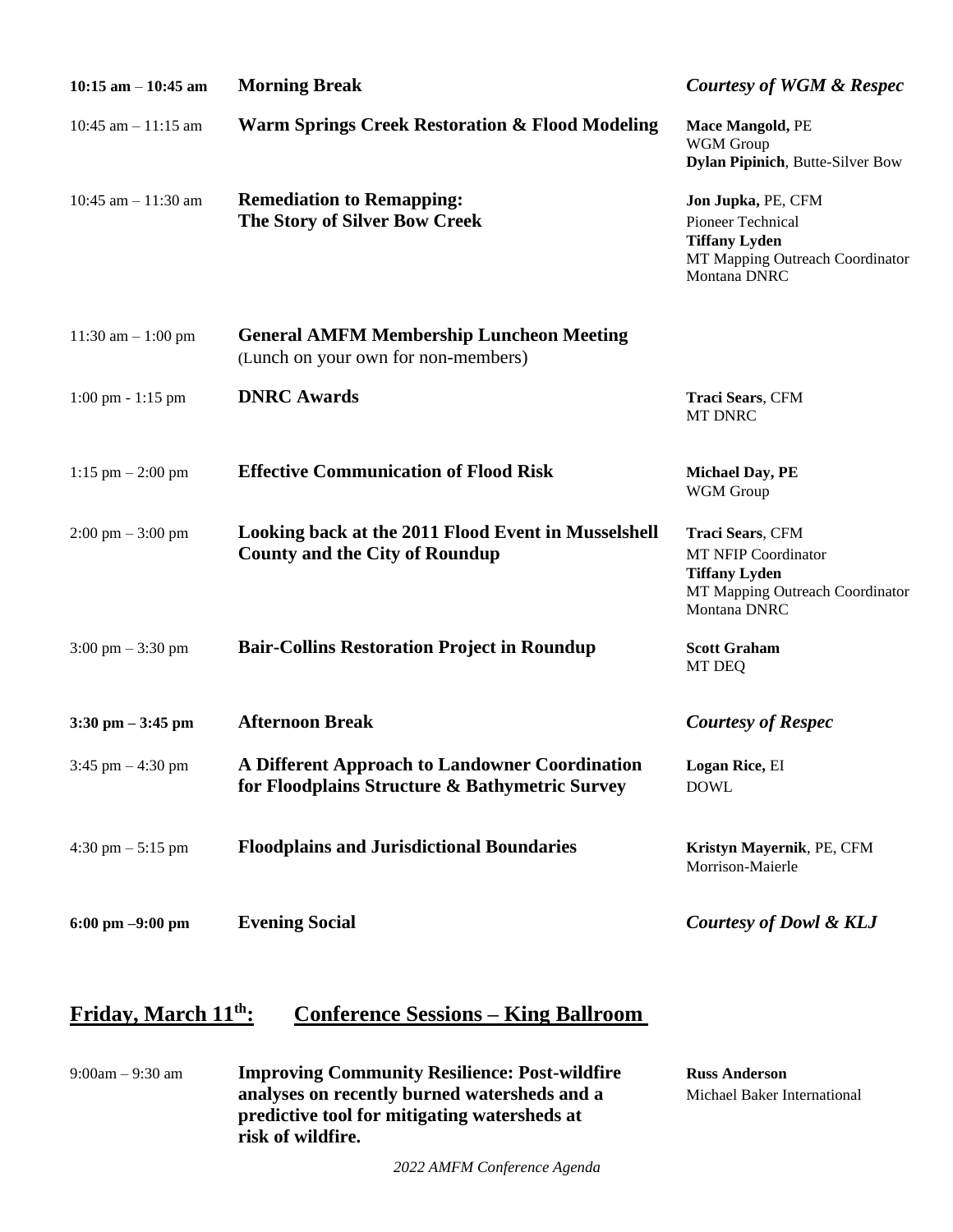| | | |
|---|---|---|
| **10:15 am – 10:45 am** | **Morning Break** | ***Courtesy of WGM & Respec*** |
| 10:45 am – 11:15 am | **Warm Springs Creek Restoration & Flood Modeling** | **Mace Mangold,** PE<br>WGM Group<br>**Dylan Pipinich**, Butte-Silver Bow |
| 10:45 am – 11:30 am | **Remediation to Remapping:**<br>**The Story of Silver Bow Creek** | **Jon Jupka,** PE, CFM<br>Pioneer Technical<br>**Tiffany Lyden**<br>MT Mapping Outreach Coordinator<br>Montana DNRC |
| 11:30 am – 1:00 pm | **General AMFM Membership Luncheon Meeting**<br>(Lunch on your own for non-members) | |
| 1:00 pm - 1:15 pm | **DNRC Awards** | **Traci Sears**, CFM<br>MT DNRC |
| 1:15 pm – 2:00 pm | **Effective Communication of Flood Risk** | **Michael Day, PE**<br>WGM Group |
| 2:00 pm – 3:00 pm | **Looking back at the 2011 Flood Event in Musselshell County and the City of Roundup** | **Traci Sears**, CFM<br>MT NFIP Coordinator<br>**Tiffany Lyden**<br>MT Mapping Outreach Coordinator<br>Montana DNRC |
| 3:00 pm – 3:30 pm | **Bair-Collins Restoration Project in Roundup** | **Scott Graham**<br>MT DEQ |
| **3:30 pm – 3:45 pm** | **Afternoon Break** | ***Courtesy of Respec*** |
| 3:45 pm – 4:30 pm | **A Different Approach to Landowner Coordination for Floodplains Structure & Bathymetric Survey** | **Logan Rice,** EI<br>DOWL |
| 4:30 pm – 5:15 pm | **Floodplains and Jurisdictional Boundaries** | **Kristyn Mayernik**, PE, CFM<br>Morrison-Maierle |
| **6:00 pm –9:00 pm** | **Evening Social** | ***Courtesy of Dowl & KLJ*** |

## Friday, March 11th: Conference Sessions – King Ballroom

| | | |
|---|---|---|
| 9:00am – 9:30 am | **Improving Community Resilience: Post-wildfire analyses on recently burned watersheds and a predictive tool for mitigating watersheds at risk of wildfire.** | **Russ Anderson**<br>Michael Baker International |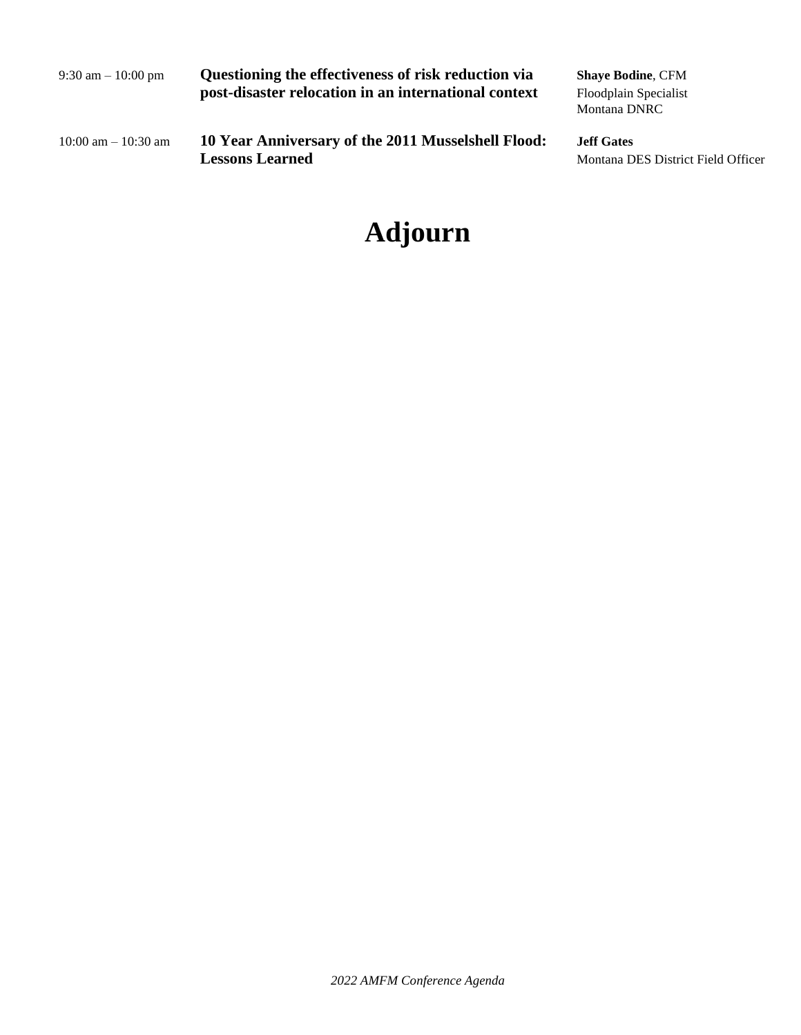| | | |
|---|---|---|
| 9:30 am – 10:00 pm | **Questioning the effectiveness of risk reduction via post-disaster relocation in an international context** | **Shaye Bodine**, CFM<br>Floodplain Specialist<br>Montana DNRC |
| 10:00 am – 10:30 am | **10 Year Anniversary of the 2011 Musselshell Flood: Lessons Learned** | **Jeff Gates**<br>Montana DES District Field Officer |

# Adjourn